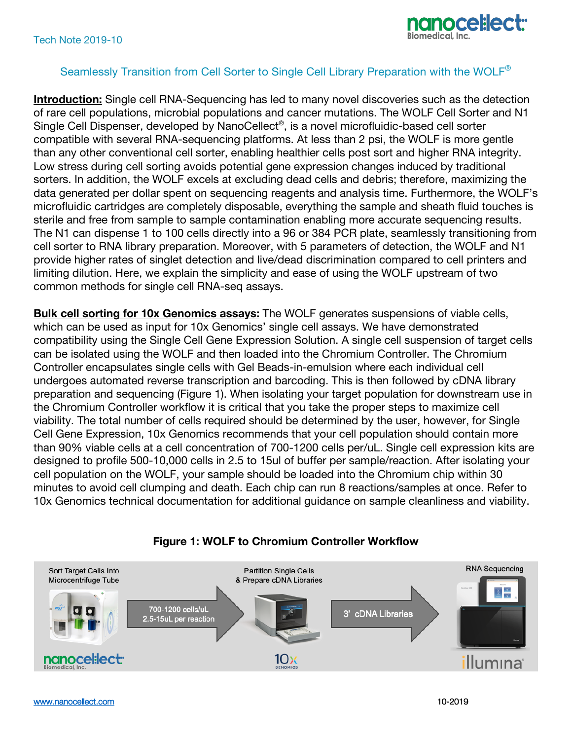Tech Note 2019-10

## Seamlessly Transition from Cell Sorter to Single Cell Library Preparation with the WOLF®

**Introduction:** Single cell RNA-Sequencing has led to many novel discoveries such as the detection of rare cell populations, microbial populations and cancer mutations. The WOLF Cell Sorter and N1 Single Cell Dispenser, developed by NanoCellect®, is a novel microfluidic-based cell sorter compatible with several RNA-sequencing platforms. At less than 2 psi, the WOLF is more gentle than any other conventional cell sorter, enabling healthier cells post sort and higher RNA integrity. Low stress during cell sorting avoids potential gene expression changes induced by traditional sorters. In addition, the WOLF excels at excluding dead cells and debris; therefore, maximizing the data generated per dollar spent on sequencing reagents and analysis time. Furthermore, the WOLF's microfluidic cartridges are completely disposable, everything the sample and sheath fluid touches is sterile and free from sample to sample contamination enabling more accurate sequencing results. The N1 can dispense 1 to 100 cells directly into a 96 or 384 PCR plate, seamlessly transitioning from cell sorter to RNA library preparation. Moreover, with 5 parameters of detection, the WOLF and N1 provide higher rates of singlet detection and live/dead discrimination compared to cell printers and limiting dilution. Here, we explain the simplicity and ease of using the WOLF upstream of two common methods for single cell RNA-seq assays.

**Bulk cell sorting for 10x Genomics assays:** The WOLF generates suspensions of viable cells, which can be used as input for 10x Genomics' single cell assays. We have demonstrated compatibility using the Single Cell Gene Expression Solution. A single cell suspension of target cells can be isolated using the WOLF and then loaded into the Chromium Controller. The Chromium Controller encapsulates single cells with Gel Beads-in-emulsion where each individual cell undergoes automated reverse transcription and barcoding. This is then followed by cDNA library preparation and sequencing (Figure 1). When isolating your target population for downstream use in the Chromium Controller workflow it is critical that you take the proper steps to maximize cell viability. The total number of cells required should be determined by the user, however, for Single Cell Gene Expression, 10x Genomics recommends that your cell population should contain more than 90% viable cells at a cell concentration of 700-1200 cells per/uL. Single cell expression kits are designed to profile 500-10,000 cells in 2.5 to 15ul of buffer per sample/reaction. After isolating your cell population on the WOLF, your sample should be loaded into the Chromium chip within 30 minutes to avoid cell clumping and death. Each chip can run 8 reactions/samples at once. Refer to 10x Genomics technical documentation for additional guidance on sample cleanliness and viability.

**Figure 1: WOLF to Chromium Controller Workflow**

Sort Target Cells Into Microcentrifuge Tube

700-1200 cells/uL
2.5-15uL per reaction

Partition Single Cells & Prepare cDNA Libraries

3' cDNA Libraries

RNA Sequencing

nanocellect Biomedical, Inc.

10x GENOMICS

illumina

www.nanocellect.com

10-2019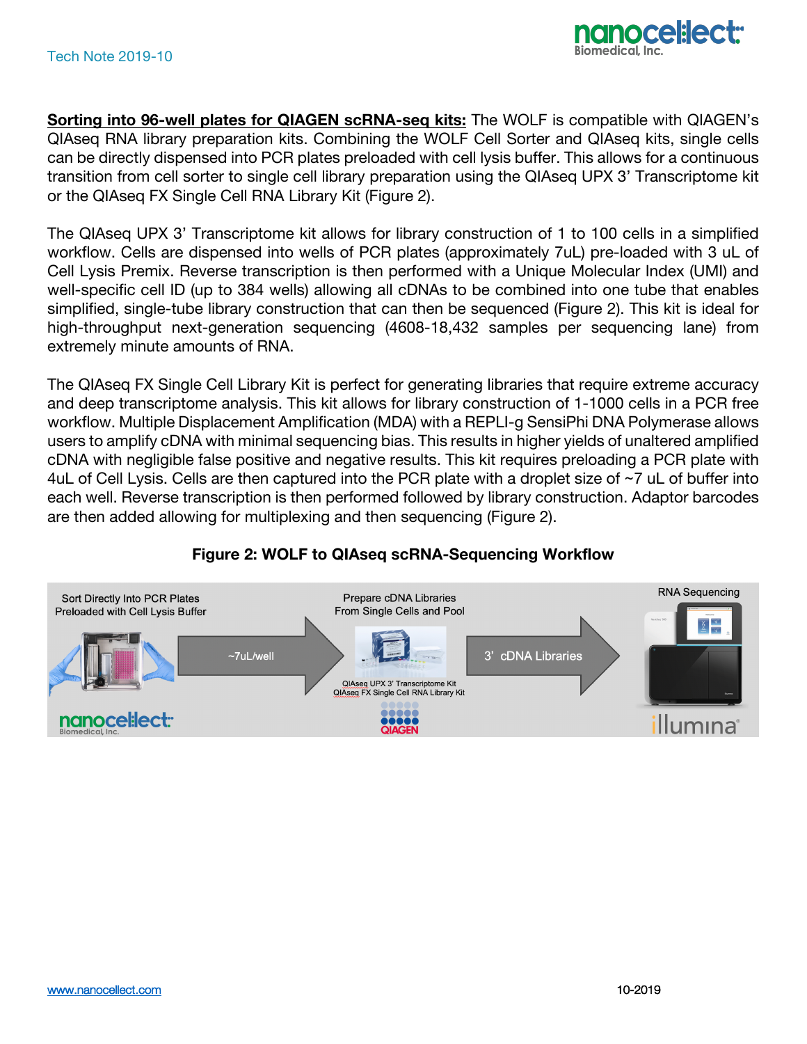**Sorting into 96-well plates for QIAGEN scRNA-seq kits:** The WOLF is compatible with QIAGEN's QIAseq RNA library preparation kits. Combining the WOLF Cell Sorter and QIAseq kits, single cells can be directly dispensed into PCR plates preloaded with cell lysis buffer. This allows for a continuous transition from cell sorter to single cell library preparation using the QIAseq UPX 3' Transcriptome kit or the QIAseq FX Single Cell RNA Library Kit (Figure 2).

The QIAseq UPX 3' Transcriptome kit allows for library construction of 1 to 100 cells in a simplified workflow. Cells are dispensed into wells of PCR plates (approximately 7uL) pre-loaded with 3 uL of Cell Lysis Premix. Reverse transcription is then performed with a Unique Molecular Index (UMI) and well-specific cell ID (up to 384 wells) allowing all cDNAs to be combined into one tube that enables simplified, single-tube library construction that can then be sequenced (Figure 2). This kit is ideal for high-throughput next-generation sequencing (4608-18,432 samples per sequencing lane) from extremely minute amounts of RNA.

The QIAseq FX Single Cell Library Kit is perfect for generating libraries that require extreme accuracy and deep transcriptome analysis. This kit allows for library construction of 1-1000 cells in a PCR free workflow. Multiple Displacement Amplification (MDA) with a REPLI-g SensiPhi DNA Polymerase allows users to amplify cDNA with minimal sequencing bias. This results in higher yields of unaltered amplified cDNA with negligible false positive and negative results. This kit requires preloading a PCR plate with 4uL of Cell Lysis. Cells are then captured into the PCR plate with a droplet size of ~7 uL of buffer into each well. Reverse transcription is then performed followed by library construction. Adaptor barcodes are then added allowing for multiplexing and then sequencing (Figure 2).

**Figure 2: WOLF to QIAseq scRNA-Sequencing Workflow**

Sort Directly Into PCR Plates Preloaded with Cell Lysis Buffer

~7uL/well

Prepare cDNA Libraries From Single Cells and Pool

QIAseq UPX 3' Transcriptome Kit
QIAseq FX Single Cell RNA Library Kit

3' cDNA Libraries

RNA Sequencing

nanocellect Biomedical, Inc.

QIAGEN

illumina